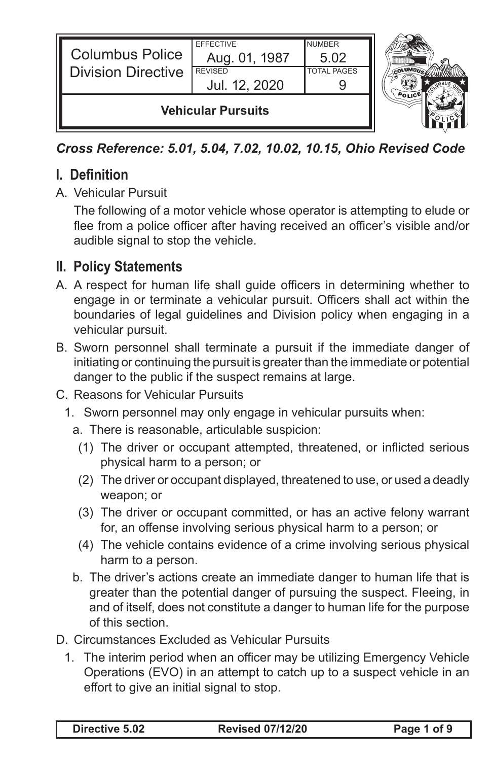| Columbus Police Division Directive | EFFECTIVE Aug. 01, 1987 | NUMBER 5.02 |
| --- | --- | --- |
| | REVISED Jul. 12, 2020 | TOTAL PAGES 9 |
| **Vehicular Pursuits** | | |

***Cross Reference: 5.01, 5.04, 7.02, 10.02, 10.15, Ohio Revised Code***

## I. Definition

A. Vehicular Pursuit

The following of a motor vehicle whose operator is attempting to elude or flee from a police officer after having received an officer's visible and/or audible signal to stop the vehicle.

## II. Policy Statements

A. A respect for human life shall guide officers in determining whether to engage in or terminate a vehicular pursuit. Officers shall act within the boundaries of legal guidelines and Division policy when engaging in a vehicular pursuit.

B. Sworn personnel shall terminate a pursuit if the immediate danger of initiating or continuing the pursuit is greater than the immediate or potential danger to the public if the suspect remains at large.

C. Reasons for Vehicular Pursuits

1. Sworn personnel may only engage in vehicular pursuits when:
   a. There is reasonable, articulable suspicion:
      (1) The driver or occupant attempted, threatened, or inflicted serious physical harm to a person; or
      (2) The driver or occupant displayed, threatened to use, or used a deadly weapon; or
      (3) The driver or occupant committed, or has an active felony warrant for, an offense involving serious physical harm to a person; or
      (4) The vehicle contains evidence of a crime involving serious physical harm to a person.
   b. The driver's actions create an immediate danger to human life that is greater than the potential danger of pursuing the suspect. Fleeing, in and of itself, does not constitute a danger to human life for the purpose of this section.

D. Circumstances Excluded as Vehicular Pursuits

1. The interim period when an officer may be utilizing Emergency Vehicle Operations (EVO) in an attempt to catch up to a suspect vehicle in an effort to give an initial signal to stop.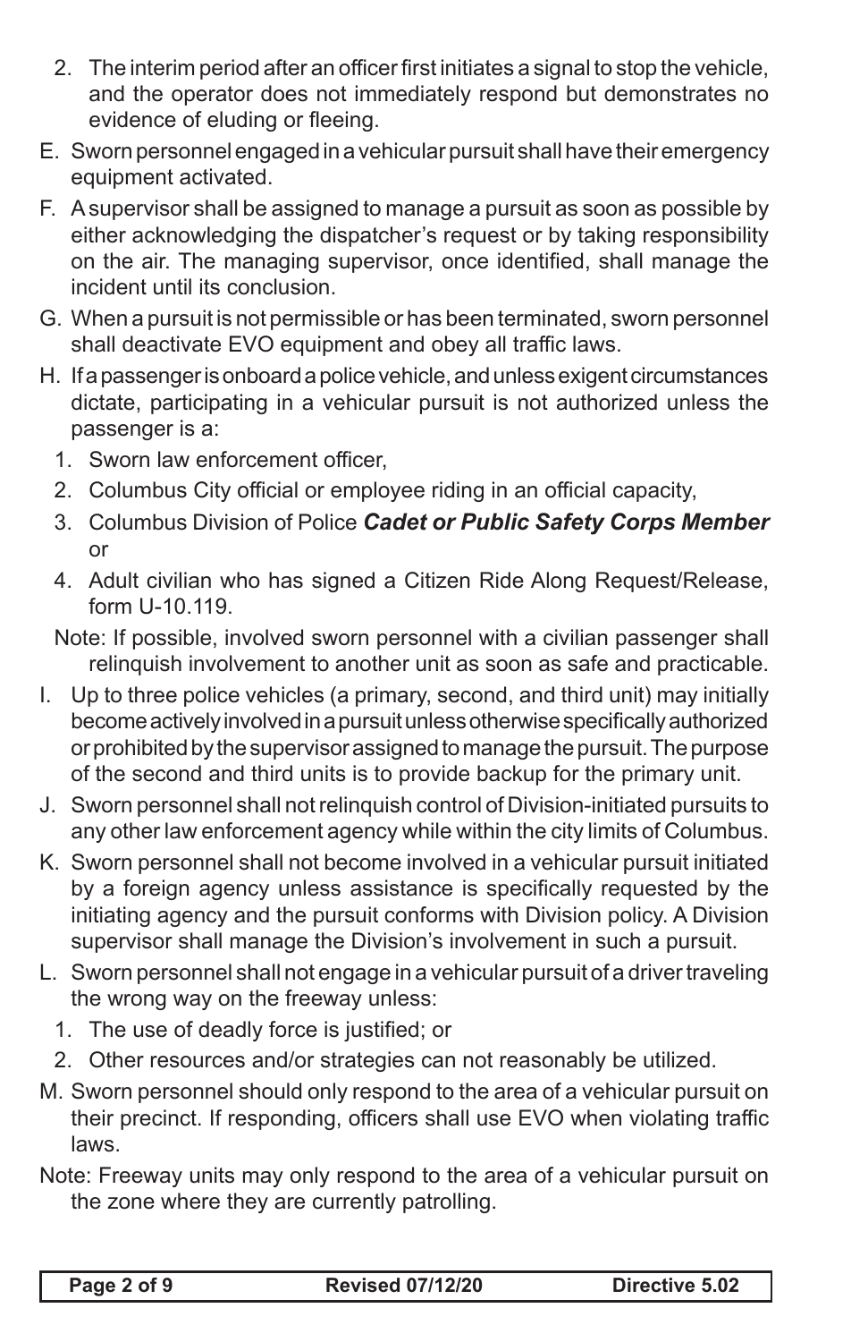2. The interim period after an officer first initiates a signal to stop the vehicle, and the operator does not immediately respond but demonstrates no evidence of eluding or fleeing.

E. Sworn personnel engaged in a vehicular pursuit shall have their emergency equipment activated.

F. A supervisor shall be assigned to manage a pursuit as soon as possible by either acknowledging the dispatcher's request or by taking responsibility on the air. The managing supervisor, once identified, shall manage the incident until its conclusion.

G. When a pursuit is not permissible or has been terminated, sworn personnel shall deactivate EVO equipment and obey all traffic laws.

H. If a passenger is onboard a police vehicle, and unless exigent circumstances dictate, participating in a vehicular pursuit is not authorized unless the passenger is a:

1. Sworn law enforcement officer,
2. Columbus City official or employee riding in an official capacity,
3. Columbus Division of Police ***Cadet or Public Safety Corps Member*** or
4. Adult civilian who has signed a Citizen Ride Along Request/Release, form U-10.119.

Note: If possible, involved sworn personnel with a civilian passenger shall relinquish involvement to another unit as soon as safe and practicable.

I. Up to three police vehicles (a primary, second, and third unit) may initially become actively involved in a pursuit unless otherwise specifically authorized or prohibited by the supervisor assigned to manage the pursuit. The purpose of the second and third units is to provide backup for the primary unit.

J. Sworn personnel shall not relinquish control of Division-initiated pursuits to any other law enforcement agency while within the city limits of Columbus.

K. Sworn personnel shall not become involved in a vehicular pursuit initiated by a foreign agency unless assistance is specifically requested by the initiating agency and the pursuit conforms with Division policy. A Division supervisor shall manage the Division's involvement in such a pursuit.

L. Sworn personnel shall not engage in a vehicular pursuit of a driver traveling the wrong way on the freeway unless:

1. The use of deadly force is justified; or
2. Other resources and/or strategies can not reasonably be utilized.

M. Sworn personnel should only respond to the area of a vehicular pursuit on their precinct. If responding, officers shall use EVO when violating traffic laws.

Note: Freeway units may only respond to the area of a vehicular pursuit on the zone where they are currently patrolling.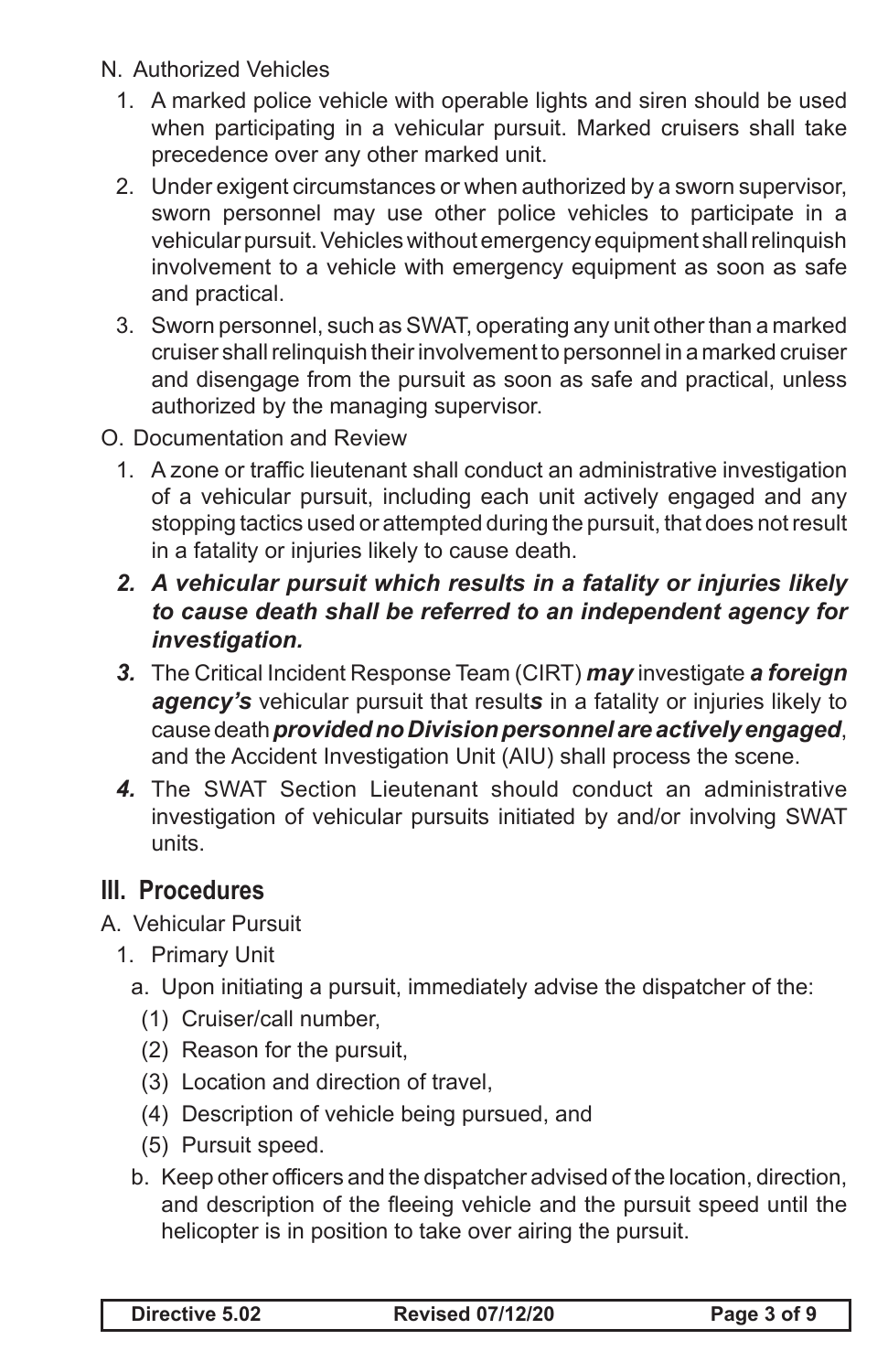N. Authorized Vehicles

1. A marked police vehicle with operable lights and siren should be used when participating in a vehicular pursuit. Marked cruisers shall take precedence over any other marked unit.
2. Under exigent circumstances or when authorized by a sworn supervisor, sworn personnel may use other police vehicles to participate in a vehicular pursuit. Vehicles without emergency equipment shall relinquish involvement to a vehicle with emergency equipment as soon as safe and practical.
3. Sworn personnel, such as SWAT, operating any unit other than a marked cruiser shall relinquish their involvement to personnel in a marked cruiser and disengage from the pursuit as soon as safe and practical, unless authorized by the managing supervisor.

O. Documentation and Review

1. A zone or traffic lieutenant shall conduct an administrative investigation of a vehicular pursuit, including each unit actively engaged and any stopping tactics used or attempted during the pursuit, that does not result in a fatality or injuries likely to cause death.
2. ***A vehicular pursuit which results in a fatality or injuries likely to cause death shall be referred to an independent agency for investigation.***
3. The Critical Incident Response Team (CIRT) ***may*** investigate ***a foreign agency's*** vehicular pursuit that result***s*** in a fatality or injuries likely to cause death ***provided no Division personnel are actively engaged***, and the Accident Investigation Unit (AIU) shall process the scene.
4. The SWAT Section Lieutenant should conduct an administrative investigation of vehicular pursuits initiated by and/or involving SWAT units.

## III. Procedures

A. Vehicular Pursuit

1. Primary Unit
   a. Upon initiating a pursuit, immediately advise the dispatcher of the:
      (1) Cruiser/call number,
      (2) Reason for the pursuit,
      (3) Location and direction of travel,
      (4) Description of vehicle being pursued, and
      (5) Pursuit speed.
   b. Keep other officers and the dispatcher advised of the location, direction, and description of the fleeing vehicle and the pursuit speed until the helicopter is in position to take over airing the pursuit.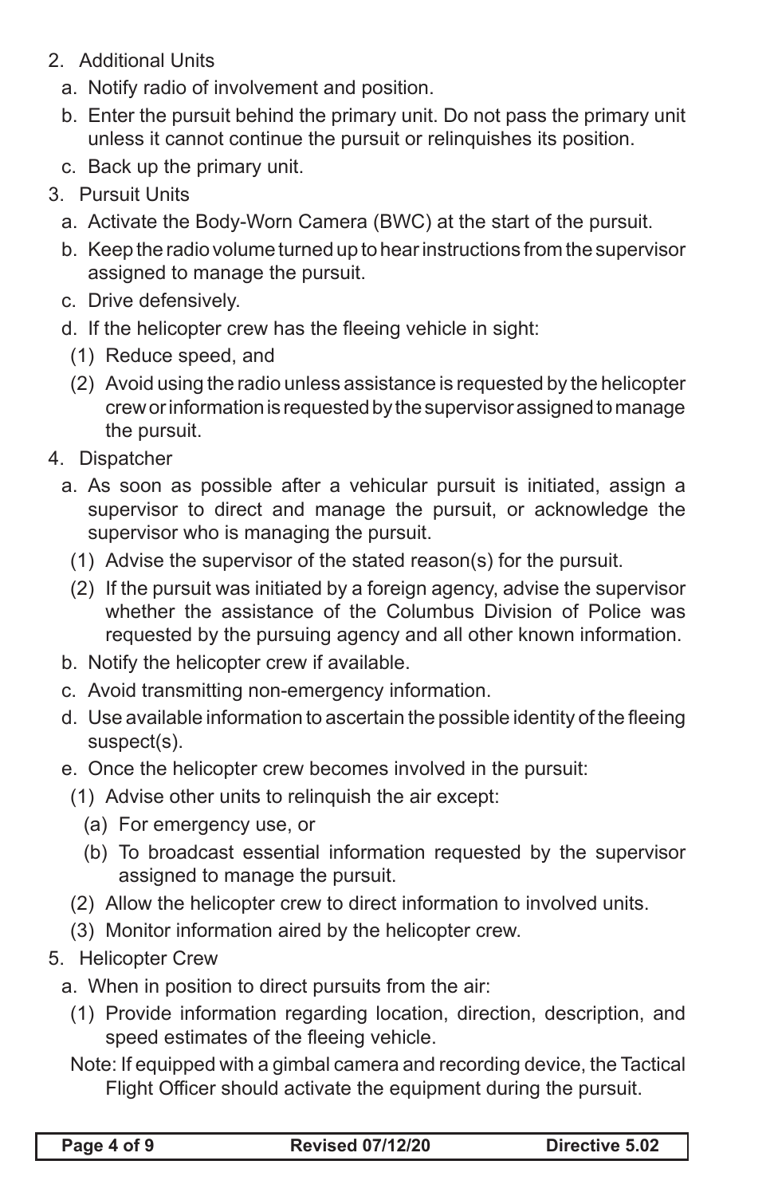2. Additional Units
   a. Notify radio of involvement and position.
   b. Enter the pursuit behind the primary unit. Do not pass the primary unit unless it cannot continue the pursuit or relinquishes its position.
   c. Back up the primary unit.
3. Pursuit Units
   a. Activate the Body-Worn Camera (BWC) at the start of the pursuit.
   b. Keep the radio volume turned up to hear instructions from the supervisor assigned to manage the pursuit.
   c. Drive defensively.
   d. If the helicopter crew has the fleeing vehicle in sight:
      (1) Reduce speed, and
      (2) Avoid using the radio unless assistance is requested by the helicopter crew or information is requested by the supervisor assigned to manage the pursuit.
4. Dispatcher
   a. As soon as possible after a vehicular pursuit is initiated, assign a supervisor to direct and manage the pursuit, or acknowledge the supervisor who is managing the pursuit.
      (1) Advise the supervisor of the stated reason(s) for the pursuit.
      (2) If the pursuit was initiated by a foreign agency, advise the supervisor whether the assistance of the Columbus Division of Police was requested by the pursuing agency and all other known information.
   b. Notify the helicopter crew if available.
   c. Avoid transmitting non-emergency information.
   d. Use available information to ascertain the possible identity of the fleeing suspect(s).
   e. Once the helicopter crew becomes involved in the pursuit:
      (1) Advise other units to relinquish the air except:
         (a) For emergency use, or
         (b) To broadcast essential information requested by the supervisor assigned to manage the pursuit.
      (2) Allow the helicopter crew to direct information to involved units.
      (3) Monitor information aired by the helicopter crew.
5. Helicopter Crew
   a. When in position to direct pursuits from the air:
      (1) Provide information regarding location, direction, description, and speed estimates of the fleeing vehicle.

      Note: If equipped with a gimbal camera and recording device, the Tactical Flight Officer should activate the equipment during the pursuit.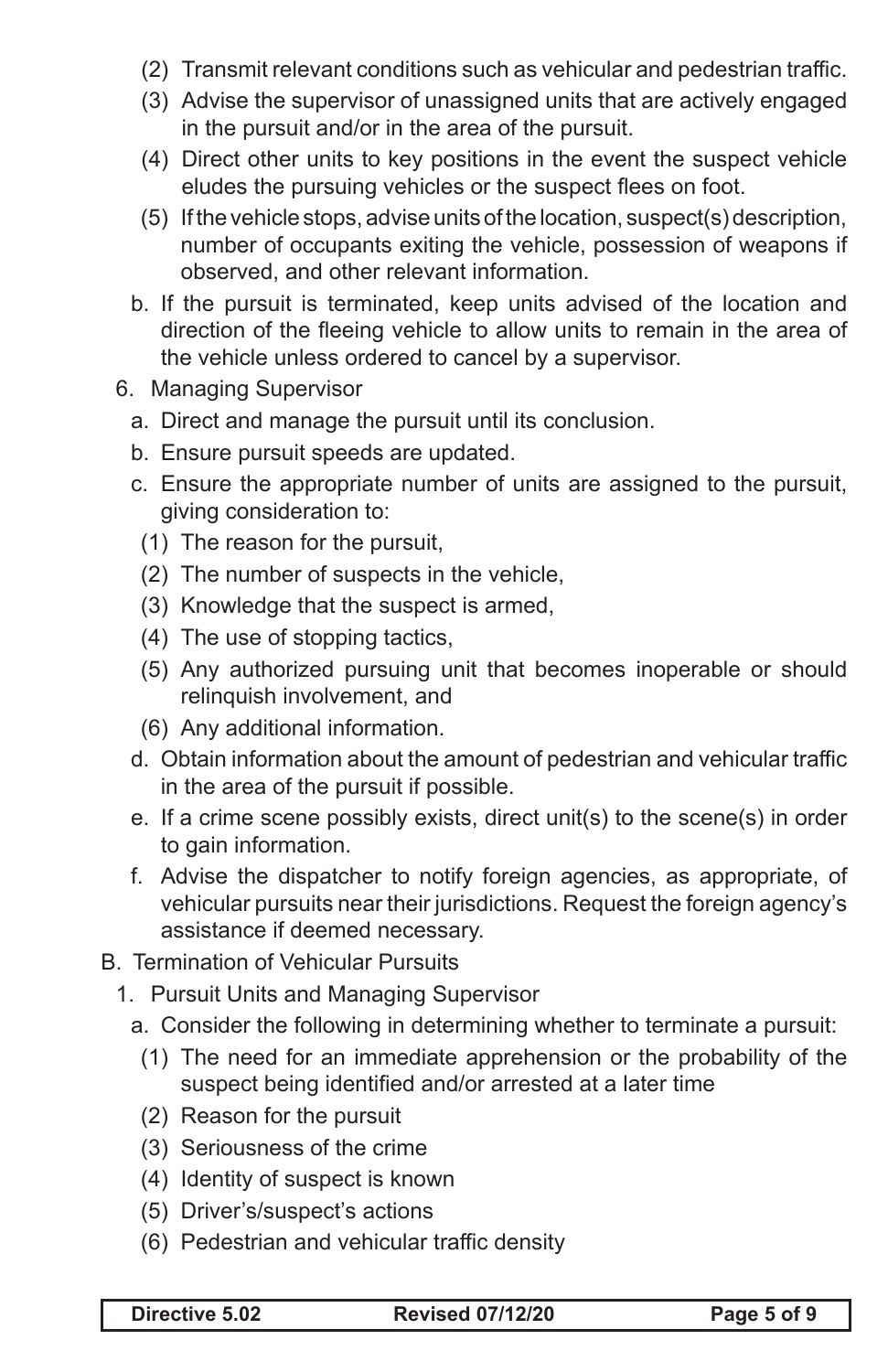(2) Transmit relevant conditions such as vehicular and pedestrian traffic.

(3) Advise the supervisor of unassigned units that are actively engaged in the pursuit and/or in the area of the pursuit.

(4) Direct other units to key positions in the event the suspect vehicle eludes the pursuing vehicles or the suspect flees on foot.

(5) If the vehicle stops, advise units of the location, suspect(s) description, number of occupants exiting the vehicle, possession of weapons if observed, and other relevant information.

b. If the pursuit is terminated, keep units advised of the location and direction of the fleeing vehicle to allow units to remain in the area of the vehicle unless ordered to cancel by a supervisor.

6. Managing Supervisor

a. Direct and manage the pursuit until its conclusion.

b. Ensure pursuit speeds are updated.

c. Ensure the appropriate number of units are assigned to the pursuit, giving consideration to:

(1) The reason for the pursuit,

(2) The number of suspects in the vehicle,

(3) Knowledge that the suspect is armed,

(4) The use of stopping tactics,

(5) Any authorized pursuing unit that becomes inoperable or should relinquish involvement, and

(6) Any additional information.

d. Obtain information about the amount of pedestrian and vehicular traffic in the area of the pursuit if possible.

e. If a crime scene possibly exists, direct unit(s) to the scene(s) in order to gain information.

f. Advise the dispatcher to notify foreign agencies, as appropriate, of vehicular pursuits near their jurisdictions. Request the foreign agency's assistance if deemed necessary.

B. Termination of Vehicular Pursuits

1. Pursuit Units and Managing Supervisor

a. Consider the following in determining whether to terminate a pursuit:

(1) The need for an immediate apprehension or the probability of the suspect being identified and/or arrested at a later time

(2) Reason for the pursuit

(3) Seriousness of the crime

(4) Identity of suspect is known

(5) Driver's/suspect's actions

(6) Pedestrian and vehicular traffic density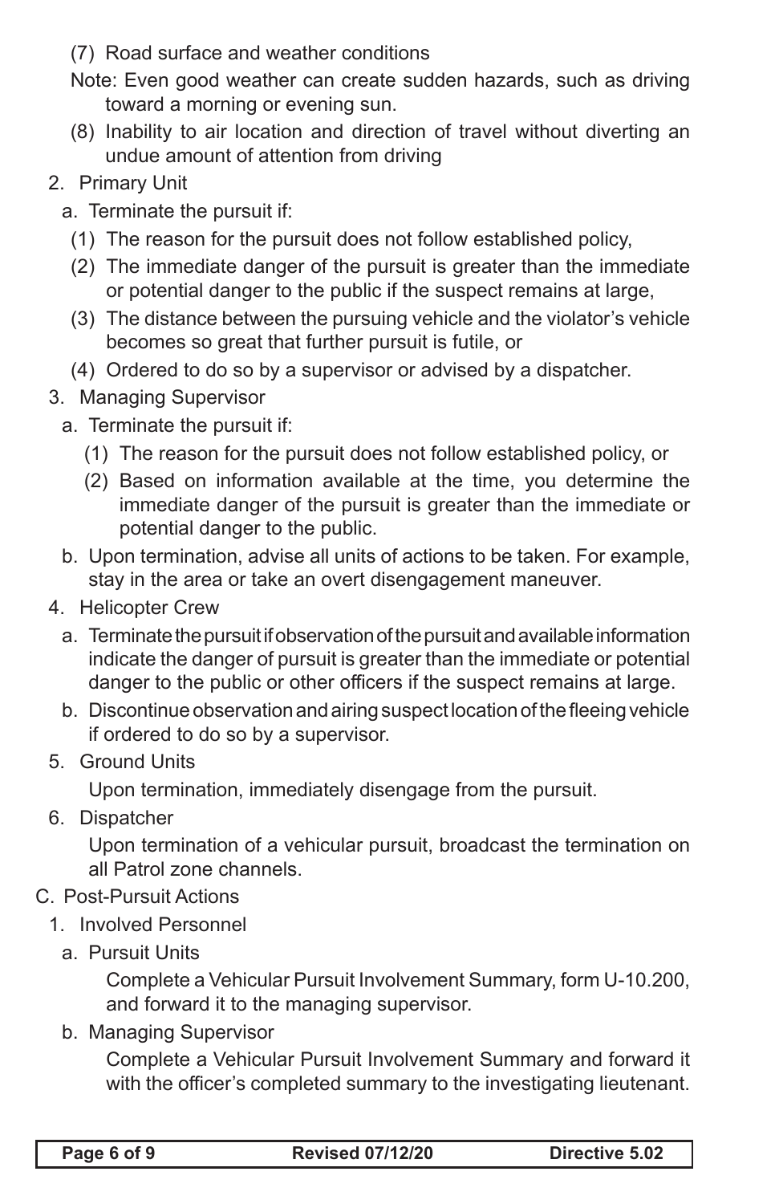(7) Road surface and weather conditions

Note: Even good weather can create sudden hazards, such as driving toward a morning or evening sun.

(8) Inability to air location and direction of travel without diverting an undue amount of attention from driving

2. Primary Unit

   a. Terminate the pursuit if:

      (1) The reason for the pursuit does not follow established policy,

      (2) The immediate danger of the pursuit is greater than the immediate or potential danger to the public if the suspect remains at large,

      (3) The distance between the pursuing vehicle and the violator's vehicle becomes so great that further pursuit is futile, or

      (4) Ordered to do so by a supervisor or advised by a dispatcher.

3. Managing Supervisor

   a. Terminate the pursuit if:

      (1) The reason for the pursuit does not follow established policy, or

      (2) Based on information available at the time, you determine the immediate danger of the pursuit is greater than the immediate or potential danger to the public.

   b. Upon termination, advise all units of actions to be taken. For example, stay in the area or take an overt disengagement maneuver.

4. Helicopter Crew

   a. Terminate the pursuit if observation of the pursuit and available information indicate the danger of pursuit is greater than the immediate or potential danger to the public or other officers if the suspect remains at large.

   b. Discontinue observation and airing suspect location of the fleeing vehicle if ordered to do so by a supervisor.

5. Ground Units

   Upon termination, immediately disengage from the pursuit.

6. Dispatcher

   Upon termination of a vehicular pursuit, broadcast the termination on all Patrol zone channels.

C. Post-Pursuit Actions

1. Involved Personnel

   a. Pursuit Units

      Complete a Vehicular Pursuit Involvement Summary, form U-10.200, and forward it to the managing supervisor.

   b. Managing Supervisor

      Complete a Vehicular Pursuit Involvement Summary and forward it with the officer's completed summary to the investigating lieutenant.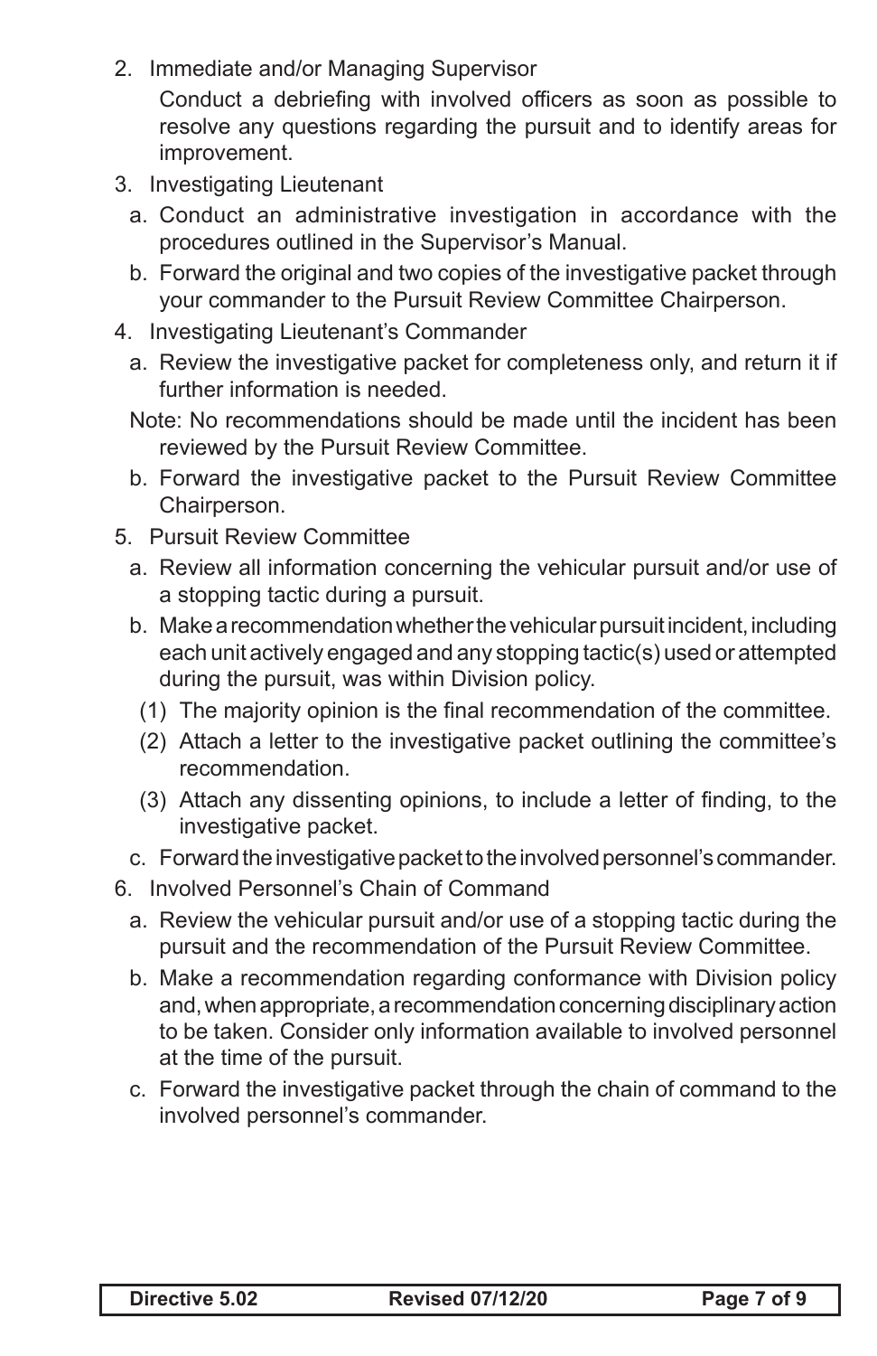2. Immediate and/or Managing Supervisor

   Conduct a debriefing with involved officers as soon as possible to resolve any questions regarding the pursuit and to identify areas for improvement.

3. Investigating Lieutenant

   a. Conduct an administrative investigation in accordance with the procedures outlined in the Supervisor's Manual.

   b. Forward the original and two copies of the investigative packet through your commander to the Pursuit Review Committee Chairperson.

4. Investigating Lieutenant's Commander

   a. Review the investigative packet for completeness only, and return it if further information is needed.

   Note: No recommendations should be made until the incident has been reviewed by the Pursuit Review Committee.

   b. Forward the investigative packet to the Pursuit Review Committee Chairperson.

5. Pursuit Review Committee

   a. Review all information concerning the vehicular pursuit and/or use of a stopping tactic during a pursuit.

   b. Make a recommendation whether the vehicular pursuit incident, including each unit actively engaged and any stopping tactic(s) used or attempted during the pursuit, was within Division policy.

      (1) The majority opinion is the final recommendation of the committee.

      (2) Attach a letter to the investigative packet outlining the committee's recommendation.

      (3) Attach any dissenting opinions, to include a letter of finding, to the investigative packet.

   c. Forward the investigative packet to the involved personnel's commander.

6. Involved Personnel's Chain of Command

   a. Review the vehicular pursuit and/or use of a stopping tactic during the pursuit and the recommendation of the Pursuit Review Committee.

   b. Make a recommendation regarding conformance with Division policy and, when appropriate, a recommendation concerning disciplinary action to be taken. Consider only information available to involved personnel at the time of the pursuit.

   c. Forward the investigative packet through the chain of command to the involved personnel's commander.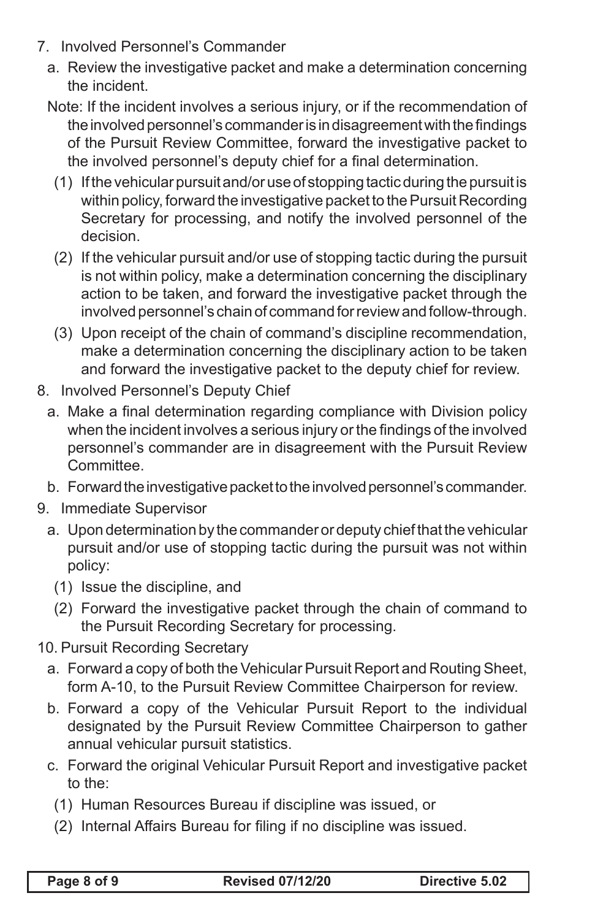7. Involved Personnel's Commander
   a. Review the investigative packet and make a determination concerning the incident.

   Note: If the incident involves a serious injury, or if the recommendation of the involved personnel's commander is in disagreement with the findings of the Pursuit Review Committee, forward the investigative packet to the involved personnel's deputy chief for a final determination.

      (1) If the vehicular pursuit and/or use of stopping tactic during the pursuit is within policy, forward the investigative packet to the Pursuit Recording Secretary for processing, and notify the involved personnel of the decision.
      (2) If the vehicular pursuit and/or use of stopping tactic during the pursuit is not within policy, make a determination concerning the disciplinary action to be taken, and forward the investigative packet through the involved personnel's chain of command for review and follow-through.
      (3) Upon receipt of the chain of command's discipline recommendation, make a determination concerning the disciplinary action to be taken and forward the investigative packet to the deputy chief for review.
8. Involved Personnel's Deputy Chief
   a. Make a final determination regarding compliance with Division policy when the incident involves a serious injury or the findings of the involved personnel's commander are in disagreement with the Pursuit Review Committee.
   b. Forward the investigative packet to the involved personnel's commander.
9. Immediate Supervisor
   a. Upon determination by the commander or deputy chief that the vehicular pursuit and/or use of stopping tactic during the pursuit was not within policy:
      (1) Issue the discipline, and
      (2) Forward the investigative packet through the chain of command to the Pursuit Recording Secretary for processing.
10. Pursuit Recording Secretary
    a. Forward a copy of both the Vehicular Pursuit Report and Routing Sheet, form A-10, to the Pursuit Review Committee Chairperson for review.
    b. Forward a copy of the Vehicular Pursuit Report to the individual designated by the Pursuit Review Committee Chairperson to gather annual vehicular pursuit statistics.
    c. Forward the original Vehicular Pursuit Report and investigative packet to the:
       (1) Human Resources Bureau if discipline was issued, or
       (2) Internal Affairs Bureau for filing if no discipline was issued.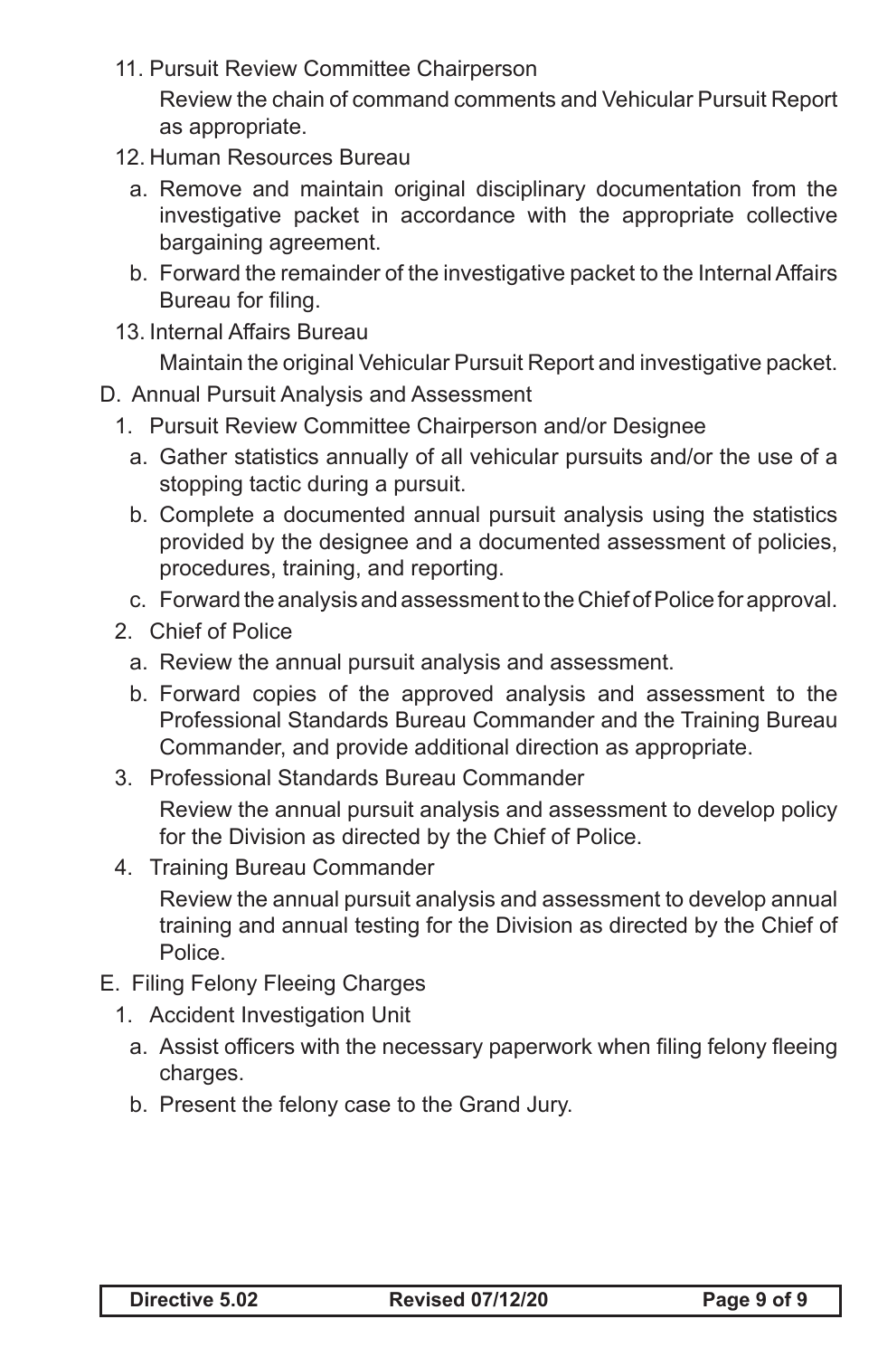11. Pursuit Review Committee Chairperson

    Review the chain of command comments and Vehicular Pursuit Report as appropriate.

12. Human Resources Bureau

    a. Remove and maintain original disciplinary documentation from the investigative packet in accordance with the appropriate collective bargaining agreement.

    b. Forward the remainder of the investigative packet to the Internal Affairs Bureau for filing.

13. Internal Affairs Bureau

    Maintain the original Vehicular Pursuit Report and investigative packet.

D. Annual Pursuit Analysis and Assessment

1. Pursuit Review Committee Chairperson and/or Designee

    a. Gather statistics annually of all vehicular pursuits and/or the use of a stopping tactic during a pursuit.

    b. Complete a documented annual pursuit analysis using the statistics provided by the designee and a documented assessment of policies, procedures, training, and reporting.

    c. Forward the analysis and assessment to the Chief of Police for approval.

2. Chief of Police

    a. Review the annual pursuit analysis and assessment.

    b. Forward copies of the approved analysis and assessment to the Professional Standards Bureau Commander and the Training Bureau Commander, and provide additional direction as appropriate.

3. Professional Standards Bureau Commander

    Review the annual pursuit analysis and assessment to develop policy for the Division as directed by the Chief of Police.

4. Training Bureau Commander

    Review the annual pursuit analysis and assessment to develop annual training and annual testing for the Division as directed by the Chief of Police.

E. Filing Felony Fleeing Charges

1. Accident Investigation Unit

    a. Assist officers with the necessary paperwork when filing felony fleeing charges.

    b. Present the felony case to the Grand Jury.